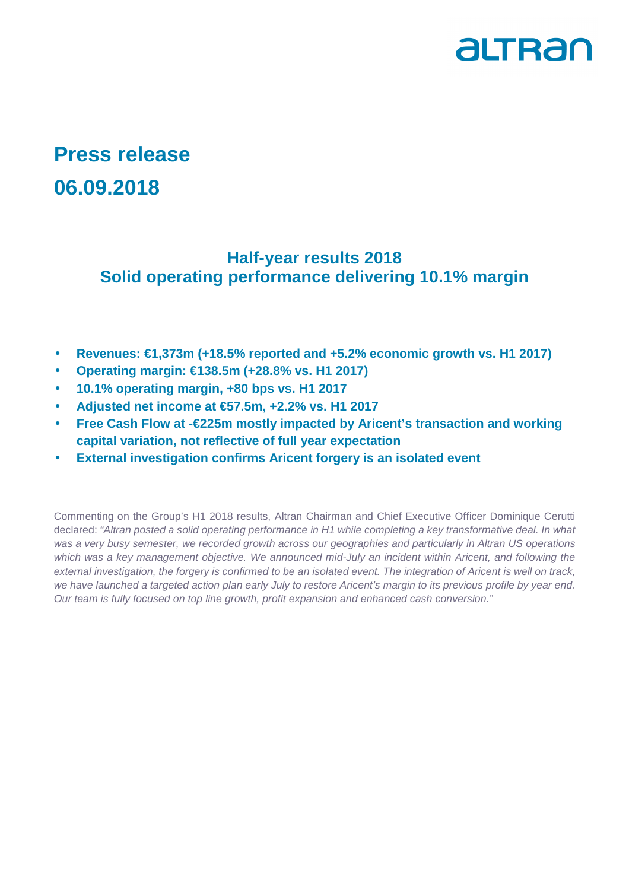altran

# Press release
# 06.09.2018

## Half-year results 2018
## Solid operating performance delivering 10.1% margin

- **Revenues: €1,373m (+18.5% reported and +5.2% economic growth vs. H1 2017)**
- **Operating margin: €138.5m (+28.8% vs. H1 2017)**
- **10.1% operating margin, +80 bps vs. H1 2017**
- **Adjusted net income at €57.5m, +2.2% vs. H1 2017**
- **Free Cash Flow at -€225m mostly impacted by Aricent's transaction and working capital variation, not reflective of full year expectation**
- **External investigation confirms Aricent forgery is an isolated event**

Commenting on the Group's H1 2018 results, Altran Chairman and Chief Executive Officer Dominique Cerutti declared: *"Altran posted a solid operating performance in H1 while completing a key transformative deal. In what was a very busy semester, we recorded growth across our geographies and particularly in Altran US operations which was a key management objective. We announced mid-July an incident within Aricent, and following the external investigation, the forgery is confirmed to be an isolated event. The integration of Aricent is well on track, we have launched a targeted action plan early July to restore Aricent's margin to its previous profile by year end. Our team is fully focused on top line growth, profit expansion and enhanced cash conversion."*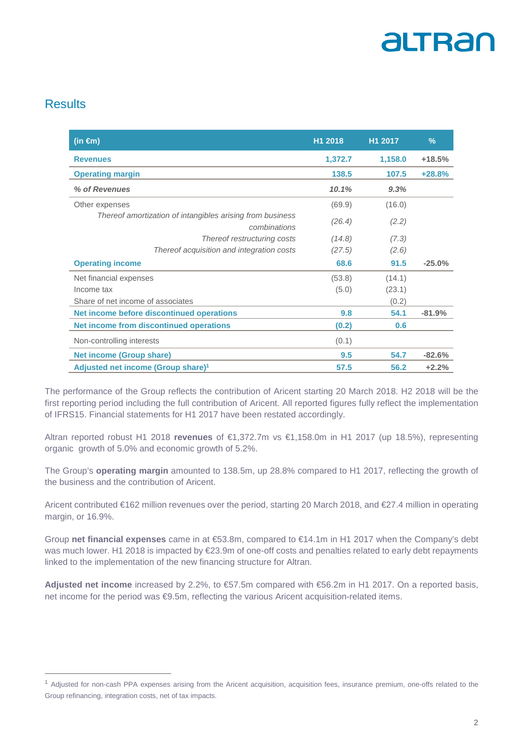## Results

| (in €m) | H1 2018 | H1 2017 | % |
|---|---|---|---|
| **Revenues** | **1,372.7** | **1,158.0** | **+18.5%** |
| **Operating margin** | **138.5** | **107.5** | **+28.8%** |
| ***% of Revenues*** | ***10.1%*** | ***9.3%*** | |
| Other expenses | (69.9) | (16.0) | |
| *Thereof amortization of intangibles arising from business combinations* | *(26.4)* | *(2.2)* | |
| *Thereof restructuring costs* | *(14.8)* | *(7.3)* | |
| *Thereof acquisition and integration costs* | *(27.5)* | *(2.6)* | |
| **Operating income** | **68.6** | **91.5** | **-25.0%** |
| Net financial expenses | (53.8) | (14.1) | |
| Income tax | (5.0) | (23.1) | |
| Share of net income of associates | | (0.2) | |
| **Net income before discontinued operations** | **9.8** | **54.1** | **-81.9%** |
| **Net income from discontinued operations** | **(0.2)** | **0.6** | |
| Non-controlling interests | (0.1) | | |
| **Net income (Group share)** | **9.5** | **54.7** | **-82.6%** |
| **Adjusted net income (Group share)[1]** | **57.5** | **56.2** | **+2.2%** |

The performance of the Group reflects the contribution of Aricent starting 20 March 2018. H2 2018 will be the first reporting period including the full contribution of Aricent. All reported figures fully reflect the implementation of IFRS15. Financial statements for H1 2017 have been restated accordingly.

Altran reported robust H1 2018 **revenues** of €1,372.7m vs €1,158.0m in H1 2017 (up 18.5%), representing organic growth of 5.0% and economic growth of 5.2%.

The Group's **operating margin** amounted to 138.5m, up 28.8% compared to H1 2017, reflecting the growth of the business and the contribution of Aricent.

Aricent contributed €162 million revenues over the period, starting 20 March 2018, and €27.4 million in operating margin, or 16.9%.

Group **net financial expenses** came in at €53.8m, compared to €14.1m in H1 2017 when the Company's debt was much lower. H1 2018 is impacted by €23.9m of one-off costs and penalties related to early debt repayments linked to the implementation of the new financing structure for Altran.

**Adjusted net income** increased by 2.2%, to €57.5m compared with €56.2m in H1 2017. On a reported basis, net income for the period was €9.5m, reflecting the various Aricent acquisition-related items.

---

[1] Adjusted for non-cash PPA expenses arising from the Aricent acquisition, acquisition fees, insurance premium, one-offs related to the Group refinancing, integration costs, net of tax impacts.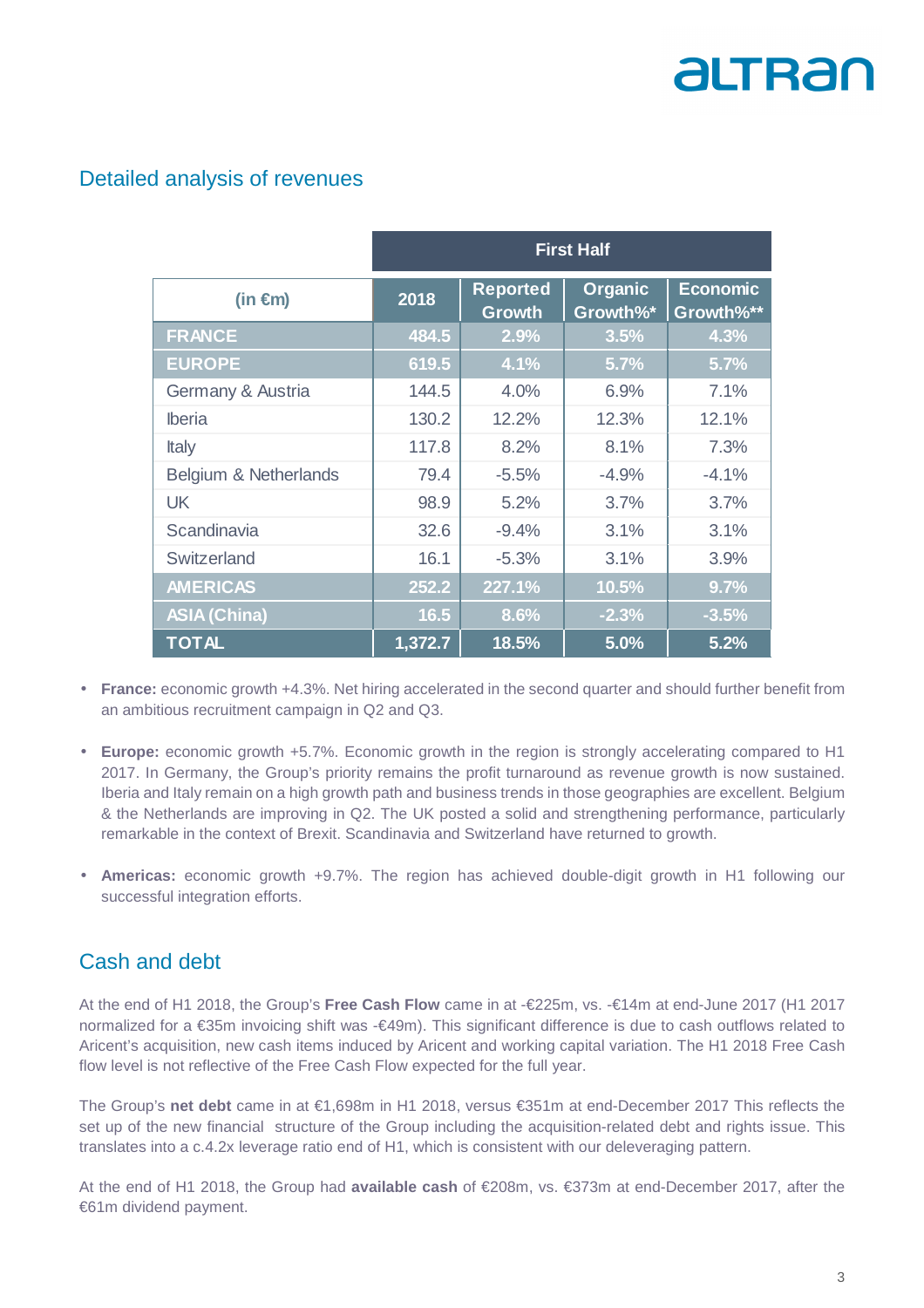## Detailed analysis of revenues

| (in €m) | First Half | | | |
|---|---|---|---|---|
| | 2018 | Reported Growth | Organic Growth%* | Economic Growth%** |
| **FRANCE** | **484.5** | **2.9%** | **3.5%** | **4.3%** |
| **EUROPE** | **619.5** | **4.1%** | **5.7%** | **5.7%** |
| Germany & Austria | 144.5 | 4.0% | 6.9% | 7.1% |
| Iberia | 130.2 | 12.2% | 12.3% | 12.1% |
| Italy | 117.8 | 8.2% | 8.1% | 7.3% |
| Belgium & Netherlands | 79.4 | -5.5% | -4.9% | -4.1% |
| UK | 98.9 | 5.2% | 3.7% | 3.7% |
| Scandinavia | 32.6 | -9.4% | 3.1% | 3.1% |
| Switzerland | 16.1 | -5.3% | 3.1% | 3.9% |
| **AMERICAS** | **252.2** | **227.1%** | **10.5%** | **9.7%** |
| **ASIA (China)** | **16.5** | **8.6%** | **-2.3%** | **-3.5%** |
| **TOTAL** | **1,372.7** | **18.5%** | **5.0%** | **5.2%** |

- **France:** economic growth +4.3%. Net hiring accelerated in the second quarter and should further benefit from an ambitious recruitment campaign in Q2 and Q3.
- **Europe:** economic growth +5.7%. Economic growth in the region is strongly accelerating compared to H1 2017. In Germany, the Group's priority remains the profit turnaround as revenue growth is now sustained. Iberia and Italy remain on a high growth path and business trends in those geographies are excellent. Belgium & the Netherlands are improving in Q2. The UK posted a solid and strengthening performance, particularly remarkable in the context of Brexit. Scandinavia and Switzerland have returned to growth.
- **Americas:** economic growth +9.7%. The region has achieved double-digit growth in H1 following our successful integration efforts.

## Cash and debt

At the end of H1 2018, the Group's **Free Cash Flow** came in at -€225m, vs. -€14m at end-June 2017 (H1 2017 normalized for a €35m invoicing shift was -€49m). This significant difference is due to cash outflows related to Aricent's acquisition, new cash items induced by Aricent and working capital variation. The H1 2018 Free Cash flow level is not reflective of the Free Cash Flow expected for the full year.

The Group's **net debt** came in at €1,698m in H1 2018, versus €351m at end-December 2017 This reflects the set up of the new financial structure of the Group including the acquisition-related debt and rights issue. This translates into a c.4.2x leverage ratio end of H1, which is consistent with our deleveraging pattern.

At the end of H1 2018, the Group had **available cash** of €208m, vs. €373m at end-December 2017, after the €61m dividend payment.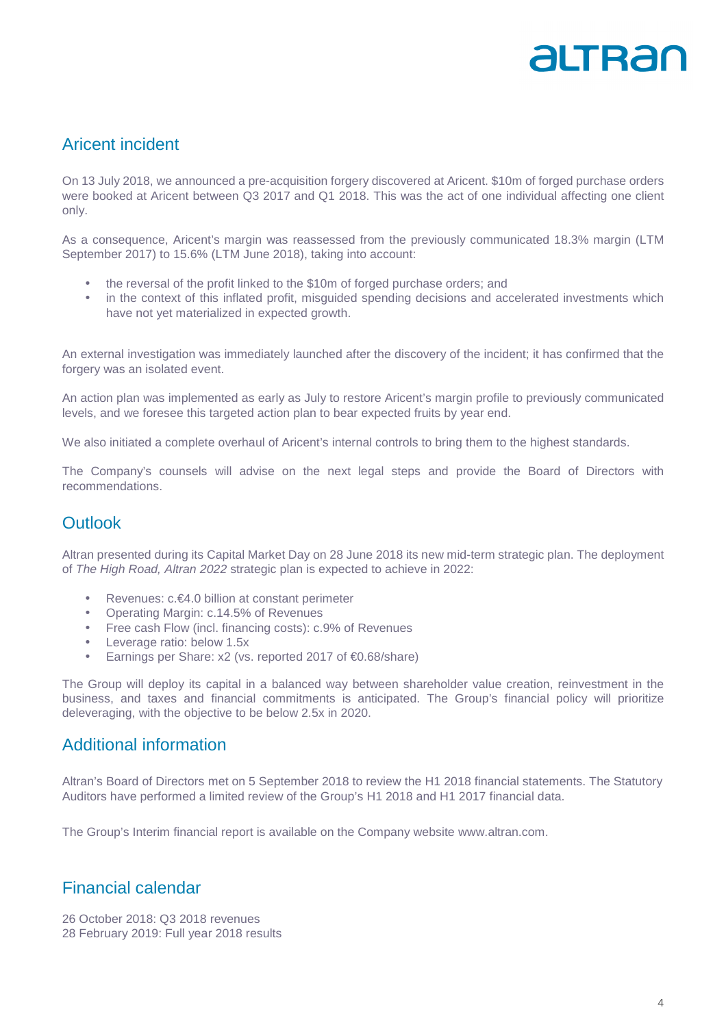## Aricent incident

On 13 July 2018, we announced a pre-acquisition forgery discovered at Aricent. $10m of forged purchase orders were booked at Aricent between Q3 2017 and Q1 2018. This was the act of one individual affecting one client only.

As a consequence, Aricent's margin was reassessed from the previously communicated 18.3% margin (LTM September 2017) to 15.6% (LTM June 2018), taking into account:

- the reversal of the profit linked to the $10m of forged purchase orders; and
- in the context of this inflated profit, misguided spending decisions and accelerated investments which have not yet materialized in expected growth.

An external investigation was immediately launched after the discovery of the incident; it has confirmed that the forgery was an isolated event.

An action plan was implemented as early as July to restore Aricent's margin profile to previously communicated levels, and we foresee this targeted action plan to bear expected fruits by year end.

We also initiated a complete overhaul of Aricent's internal controls to bring them to the highest standards.

The Company's counsels will advise on the next legal steps and provide the Board of Directors with recommendations.

## Outlook

Altran presented during its Capital Market Day on 28 June 2018 its new mid-term strategic plan. The deployment of *The High Road, Altran 2022* strategic plan is expected to achieve in 2022:

- Revenues: c.€4.0 billion at constant perimeter
- Operating Margin: c.14.5% of Revenues
- Free cash Flow (incl. financing costs): c.9% of Revenues
- Leverage ratio: below 1.5x
- Earnings per Share: x2 (vs. reported 2017 of €0.68/share)

The Group will deploy its capital in a balanced way between shareholder value creation, reinvestment in the business, and taxes and financial commitments is anticipated. The Group's financial policy will prioritize deleveraging, with the objective to be below 2.5x in 2020.

## Additional information

Altran's Board of Directors met on 5 September 2018 to review the H1 2018 financial statements. The Statutory Auditors have performed a limited review of the Group's H1 2018 and H1 2017 financial data.

The Group's Interim financial report is available on the Company website www.altran.com.

## Financial calendar

26 October 2018: Q3 2018 revenues
28 February 2019: Full year 2018 results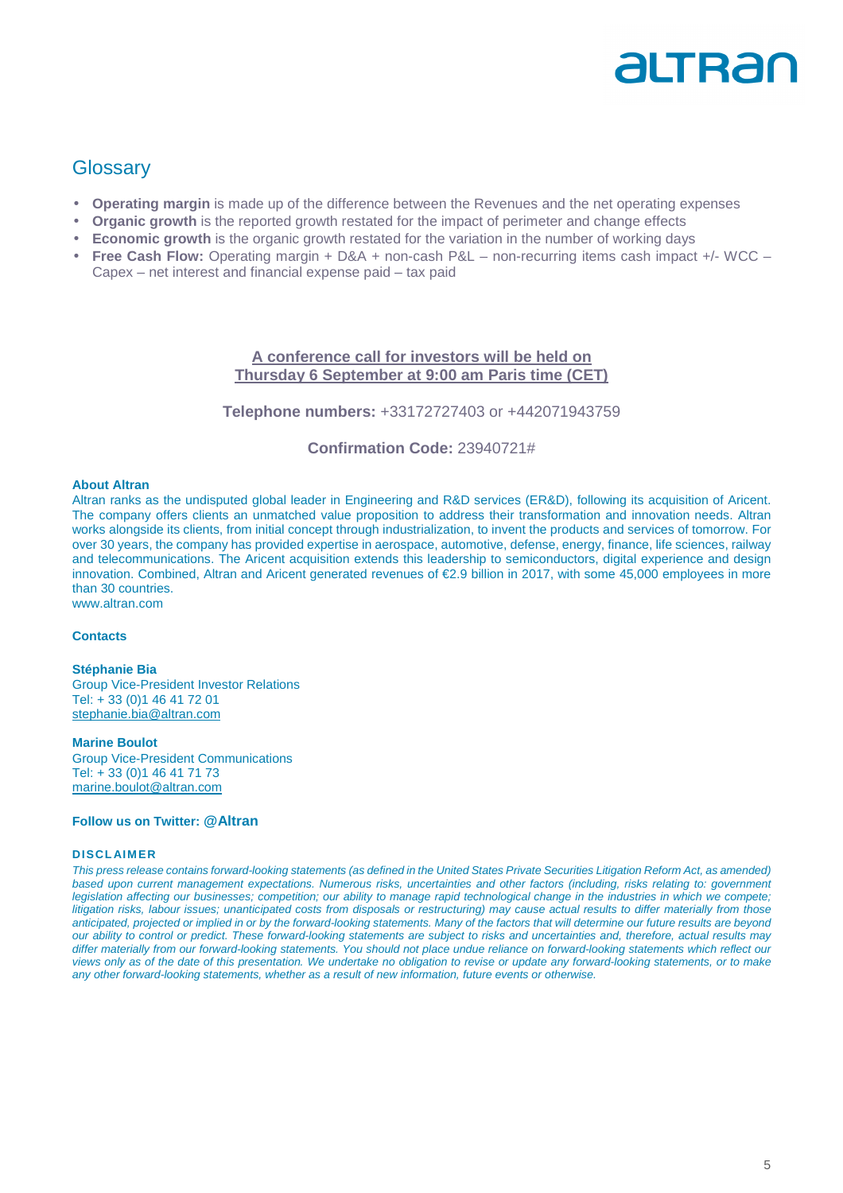## Glossary

- **Operating margin** is made up of the difference between the Revenues and the net operating expenses
- **Organic growth** is the reported growth restated for the impact of perimeter and change effects
- **Economic growth** is the organic growth restated for the variation in the number of working days
- **Free Cash Flow:** Operating margin + D&A + non-cash P&L – non-recurring items cash impact +/- WCC – Capex – net interest and financial expense paid – tax paid

**A conference call for investors will be held on Thursday 6 September at 9:00 am Paris time (CET)**

**Telephone numbers:** +33172727403 or +442071943759

**Confirmation Code:** 23940721#

**About Altran**

Altran ranks as the undisputed global leader in Engineering and R&D services (ER&D), following its acquisition of Aricent. The company offers clients an unmatched value proposition to address their transformation and innovation needs. Altran works alongside its clients, from initial concept through industrialization, to invent the products and services of tomorrow. For over 30 years, the company has provided expertise in aerospace, automotive, defense, energy, finance, life sciences, railway and telecommunications. The Aricent acquisition extends this leadership to semiconductors, digital experience and design innovation. Combined, Altran and Aricent generated revenues of €2.9 billion in 2017, with some 45,000 employees in more than 30 countries.
www.altran.com

**Contacts**

**Stéphanie Bia**
Group Vice-President Investor Relations
Tel: + 33 (0)1 46 41 72 01
stephanie.bia@altran.com

**Marine Boulot**
Group Vice-President Communications
Tel: + 33 (0)1 46 41 71 73
marine.boulot@altran.com

**Follow us on Twitter: @Altran**

**DISCLAIMER**

*This press release contains forward-looking statements (as defined in the United States Private Securities Litigation Reform Act, as amended) based upon current management expectations. Numerous risks, uncertainties and other factors (including, risks relating to: government legislation affecting our businesses; competition; our ability to manage rapid technological change in the industries in which we compete; litigation risks, labour issues; unanticipated costs from disposals or restructuring) may cause actual results to differ materially from those anticipated, projected or implied in or by the forward-looking statements. Many of the factors that will determine our future results are beyond our ability to control or predict. These forward-looking statements are subject to risks and uncertainties and, therefore, actual results may differ materially from our forward-looking statements. You should not place undue reliance on forward-looking statements which reflect our views only as of the date of this presentation. We undertake no obligation to revise or update any forward-looking statements, or to make any other forward-looking statements, whether as a result of new information, future events or otherwise.*